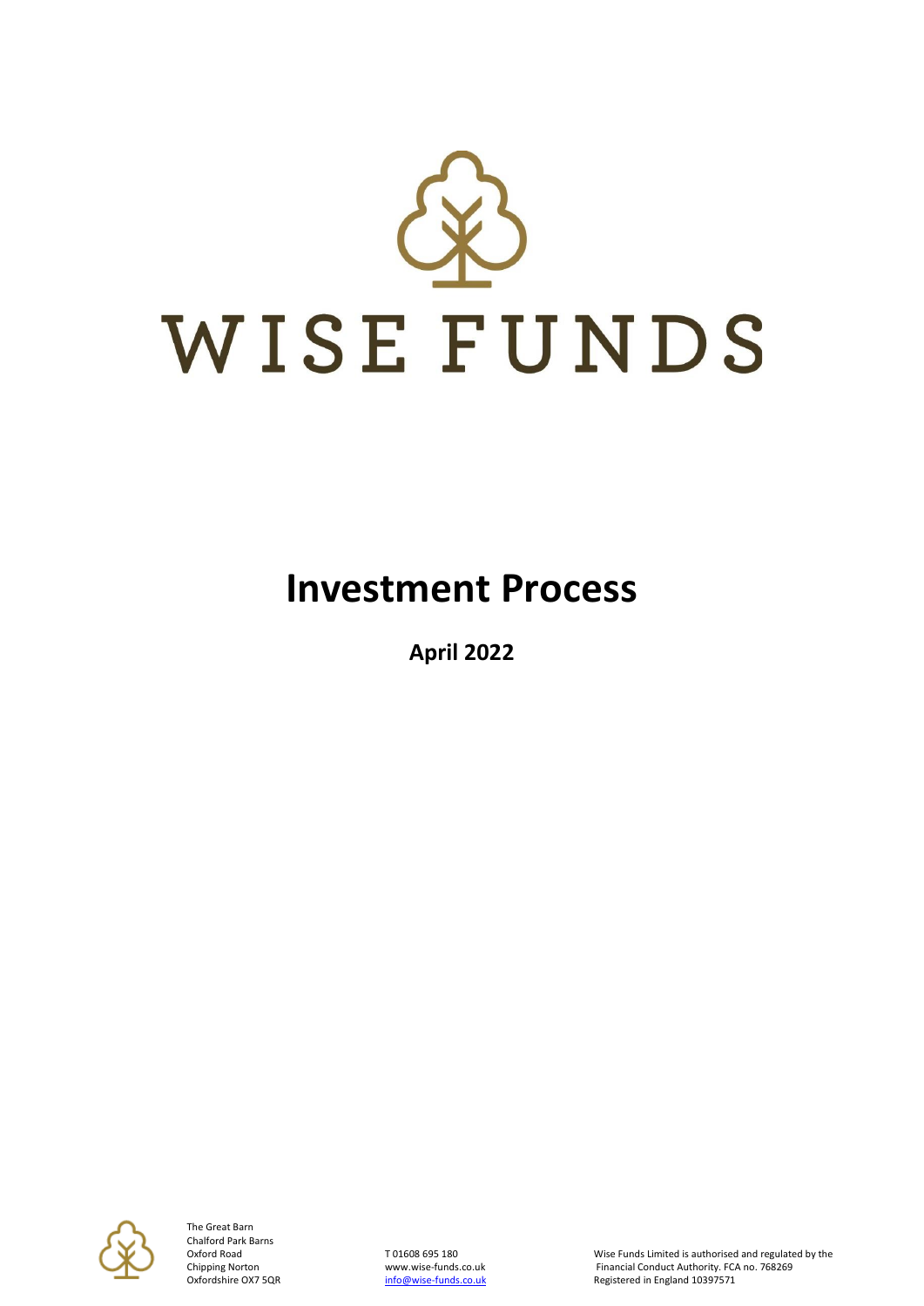# WISE FUNDS

# Investment Process

**April 2022**

The Great Barn
Chalford Park Barns
Oxford Road
Chipping Norton
Oxfordshire OX7 5QR

T 01608 695 180
www.wise-funds.co.uk
info@wise-funds.co.uk

Wise Funds Limited is authorised and regulated by the Financial Conduct Authority. FCA no. 768269
Registered in England 10397571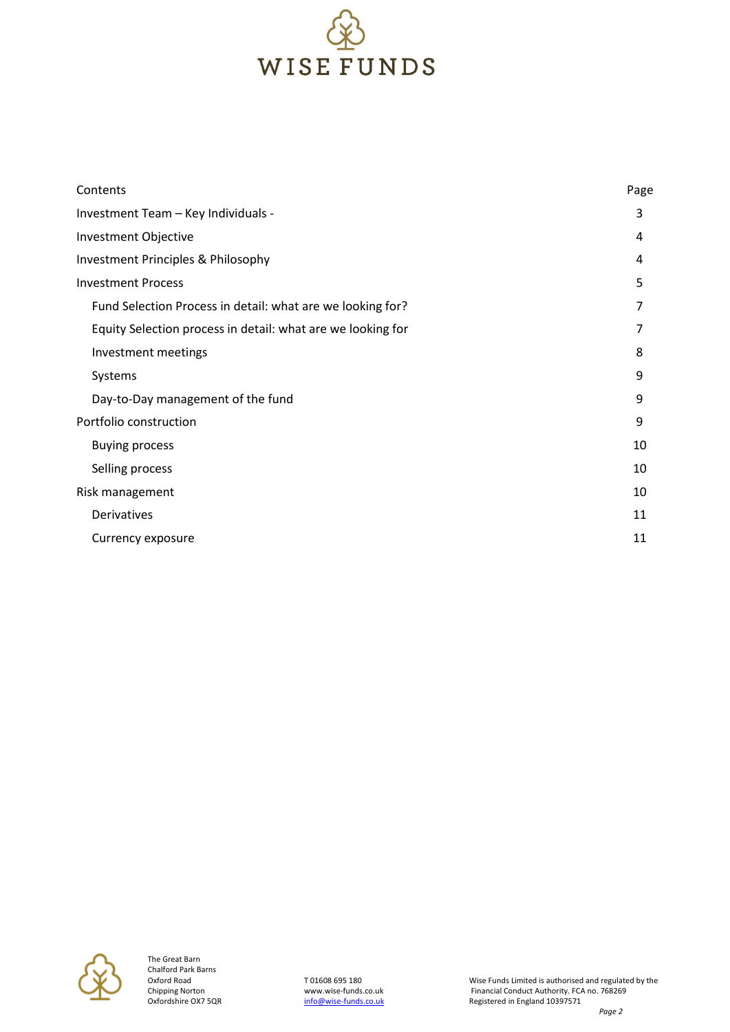WISE FUNDS

| Contents | Page |
| --- | --- |
| Investment Team – Key Individuals - | 3 |
| Investment Objective | 4 |
| Investment Principles & Philosophy | 4 |
| Investment Process | 5 |
| Fund Selection Process in detail: what are we looking for? | 7 |
| Equity Selection process in detail: what are we looking for | 7 |
| Investment meetings | 8 |
| Systems | 9 |
| Day-to-Day management of the fund | 9 |
| Portfolio construction | 9 |
| Buying process | 10 |
| Selling process | 10 |
| Risk management | 10 |
| Derivatives | 11 |
| Currency exposure | 11 |

The Great Barn
Chalford Park Barns
Oxford Road
Chipping Norton
Oxfordshire OX7 5QR

T 01608 695 180
www.wise-funds.co.uk
info@wise-funds.co.uk

Wise Funds Limited is authorised and regulated by the Financial Conduct Authority. FCA no. 768269
Registered in England 10397571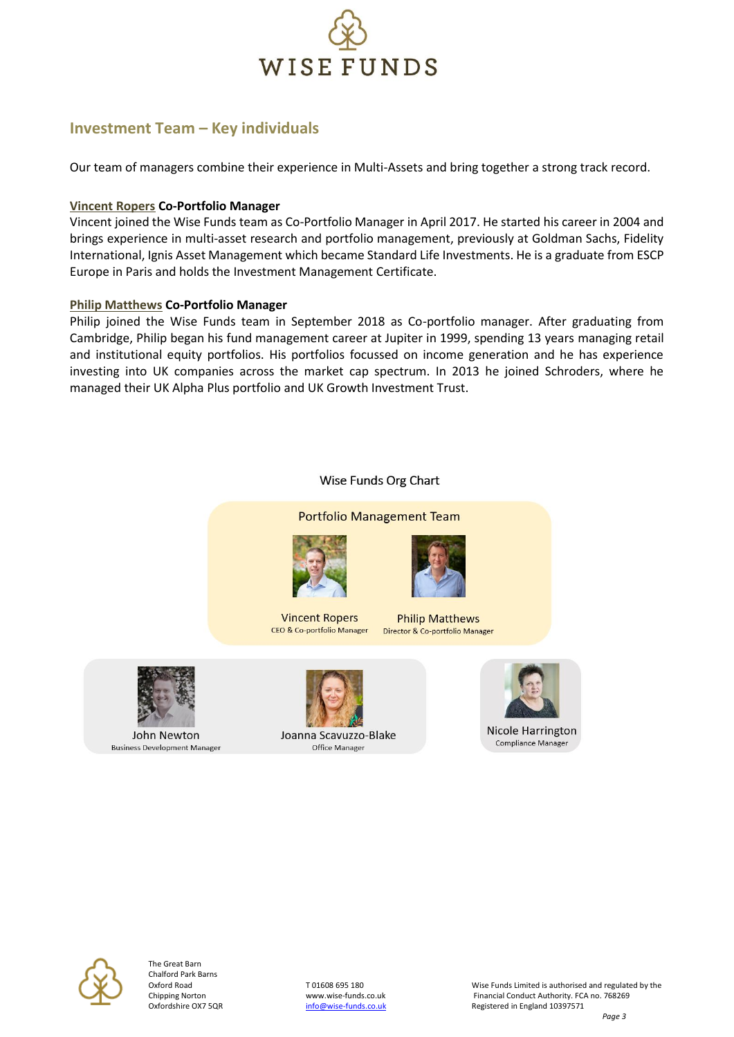## Investment Team – Key individuals

Our team of managers combine their experience in Multi-Assets and bring together a strong track record.

**Vincent Ropers Co-Portfolio Manager**
Vincent joined the Wise Funds team as Co-Portfolio Manager in April 2017. He started his career in 2004 and brings experience in multi-asset research and portfolio management, previously at Goldman Sachs, Fidelity International, Ignis Asset Management which became Standard Life Investments. He is a graduate from ESCP Europe in Paris and holds the Investment Management Certificate.

**Philip Matthews Co-Portfolio Manager**
Philip joined the Wise Funds team in September 2018 as Co-portfolio manager. After graduating from Cambridge, Philip began his fund management career at Jupiter in 1999, spending 13 years managing retail and institutional equity portfolios. His portfolios focussed on income generation and he has experience investing into UK companies across the market cap spectrum. In 2013 he joined Schroders, where he managed their UK Alpha Plus portfolio and UK Growth Investment Trust.

Wise Funds Org Chart

Portfolio Management Team

Vincent Ropers
CEO & Co-portfolio Manager

Philip Matthews
Director & Co-portfolio Manager

John Newton
Business Development Manager

Joanna Scavuzzo-Blake
Office Manager

Nicole Harrington
Compliance Manager

The Great Barn
Chalford Park Barns
Oxford Road
Chipping Norton
Oxfordshire OX7 5QR

T 01608 695 180
www.wise-funds.co.uk
info@wise-funds.co.uk

Wise Funds Limited is authorised and regulated by the Financial Conduct Authority. FCA no. 768269
Registered in England 10397571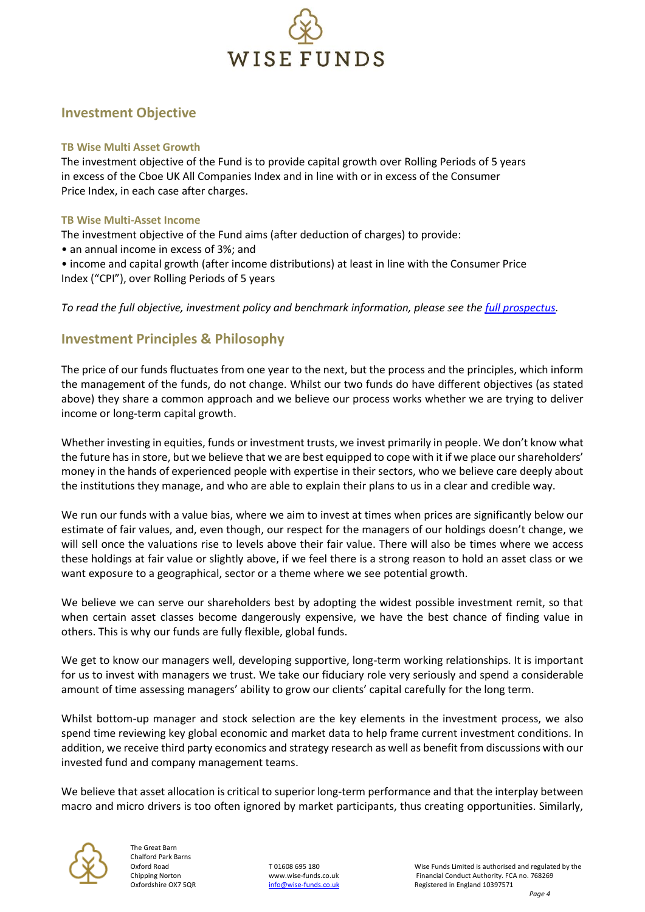## Investment Objective

### TB Wise Multi Asset Growth

The investment objective of the Fund is to provide capital growth over Rolling Periods of 5 years in excess of the Cboe UK All Companies Index and in line with or in excess of the Consumer Price Index, in each case after charges.

### TB Wise Multi-Asset Income

The investment objective of the Fund aims (after deduction of charges) to provide:

- an annual income in excess of 3%; and
- income and capital growth (after income distributions) at least in line with the Consumer Price Index ("CPI"), over Rolling Periods of 5 years

*To read the full objective, investment policy and benchmark information, please see the full prospectus.*

## Investment Principles & Philosophy

The price of our funds fluctuates from one year to the next, but the process and the principles, which inform the management of the funds, do not change. Whilst our two funds do have different objectives (as stated above) they share a common approach and we believe our process works whether we are trying to deliver income or long-term capital growth.

Whether investing in equities, funds or investment trusts, we invest primarily in people. We don't know what the future has in store, but we believe that we are best equipped to cope with it if we place our shareholders' money in the hands of experienced people with expertise in their sectors, who we believe care deeply about the institutions they manage, and who are able to explain their plans to us in a clear and credible way.

We run our funds with a value bias, where we aim to invest at times when prices are significantly below our estimate of fair values, and, even though, our respect for the managers of our holdings doesn't change, we will sell once the valuations rise to levels above their fair value. There will also be times where we access these holdings at fair value or slightly above, if we feel there is a strong reason to hold an asset class or we want exposure to a geographical, sector or a theme where we see potential growth.

We believe we can serve our shareholders best by adopting the widest possible investment remit, so that when certain asset classes become dangerously expensive, we have the best chance of finding value in others. This is why our funds are fully flexible, global funds.

We get to know our managers well, developing supportive, long-term working relationships. It is important for us to invest with managers we trust. We take our fiduciary role very seriously and spend a considerable amount of time assessing managers' ability to grow our clients' capital carefully for the long term.

Whilst bottom-up manager and stock selection are the key elements in the investment process, we also spend time reviewing key global economic and market data to help frame current investment conditions. In addition, we receive third party economics and strategy research as well as benefit from discussions with our invested fund and company management teams.

We believe that asset allocation is critical to superior long-term performance and that the interplay between macro and micro drivers is too often ignored by market participants, thus creating opportunities. Similarly,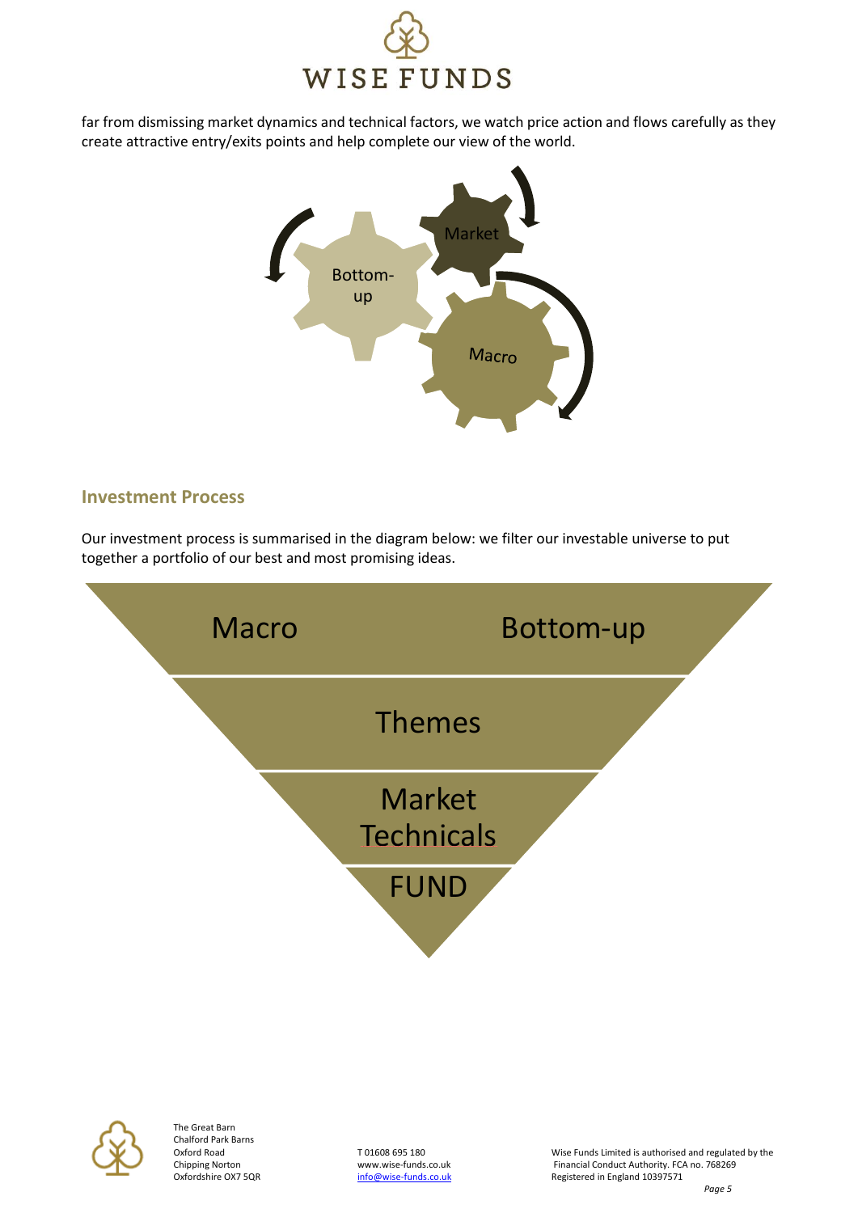far from dismissing market dynamics and technical factors, we watch price action and flows carefully as they create attractive entry/exits points and help complete our view of the world.

Market

Bottom-up

Macro

## Investment Process

Our investment process is summarised in the diagram below: we filter our investable universe to put together a portfolio of our best and most promising ideas.

Macro Bottom-up

Themes

Market Technicals

FUND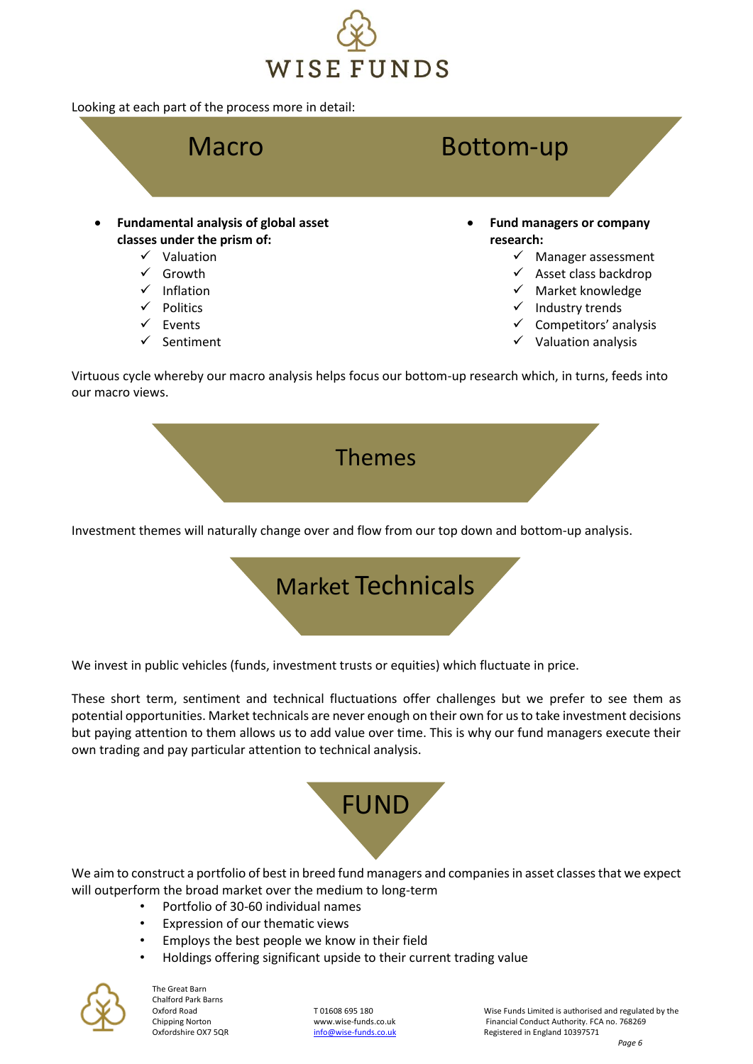Looking at each part of the process more in detail:

## Macro

- **Fundamental analysis of global asset classes under the prism of:**
  - ✓ Valuation
  - ✓ Growth
  - ✓ Inflation
  - ✓ Politics
  - ✓ Events
  - ✓ Sentiment

## Bottom-up

- **Fund managers or company research:**
  - ✓ Manager assessment
  - ✓ Asset class backdrop
  - ✓ Market knowledge
  - ✓ Industry trends
  - ✓ Competitors' analysis
  - ✓ Valuation analysis

Virtuous cycle whereby our macro analysis helps focus our bottom-up research which, in turns, feeds into our macro views.

## Themes

Investment themes will naturally change over and flow from our top down and bottom-up analysis.

## Market Technicals

We invest in public vehicles (funds, investment trusts or equities) which fluctuate in price.

These short term, sentiment and technical fluctuations offer challenges but we prefer to see them as potential opportunities. Market technicals are never enough on their own for us to take investment decisions but paying attention to them allows us to add value over time. This is why our fund managers execute their own trading and pay particular attention to technical analysis.

## FUND

We aim to construct a portfolio of best in breed fund managers and companies in asset classes that we expect will outperform the broad market over the medium to long-term

- Portfolio of 30-60 individual names
- Expression of our thematic views
- Employs the best people we know in their field
- Holdings offering significant upside to their current trading value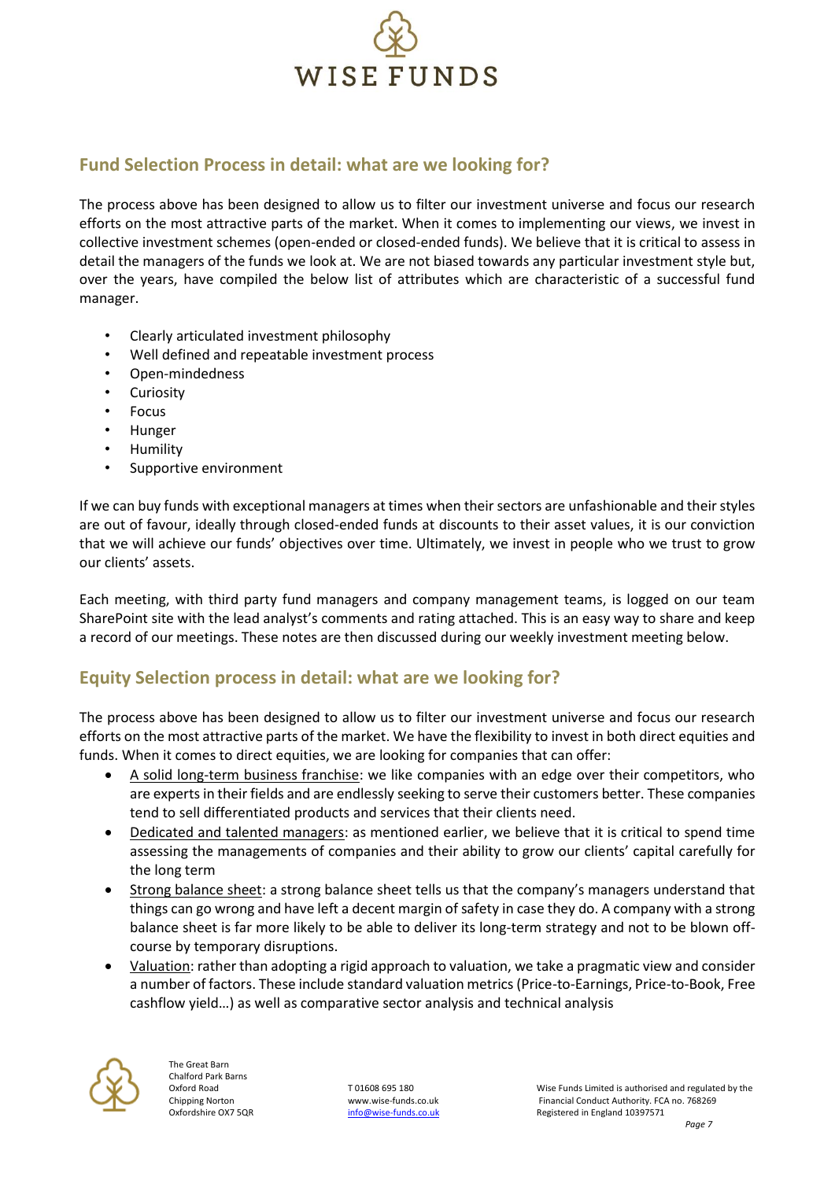## Fund Selection Process in detail: what are we looking for?

The process above has been designed to allow us to filter our investment universe and focus our research efforts on the most attractive parts of the market. When it comes to implementing our views, we invest in collective investment schemes (open-ended or closed-ended funds). We believe that it is critical to assess in detail the managers of the funds we look at. We are not biased towards any particular investment style but, over the years, have compiled the below list of attributes which are characteristic of a successful fund manager.

- Clearly articulated investment philosophy
- Well defined and repeatable investment process
- Open-mindedness
- Curiosity
- Focus
- Hunger
- Humility
- Supportive environment

If we can buy funds with exceptional managers at times when their sectors are unfashionable and their styles are out of favour, ideally through closed-ended funds at discounts to their asset values, it is our conviction that we will achieve our funds' objectives over time. Ultimately, we invest in people who we trust to grow our clients' assets.

Each meeting, with third party fund managers and company management teams, is logged on our team SharePoint site with the lead analyst's comments and rating attached. This is an easy way to share and keep a record of our meetings. These notes are then discussed during our weekly investment meeting below.

## Equity Selection process in detail: what are we looking for?

The process above has been designed to allow us to filter our investment universe and focus our research efforts on the most attractive parts of the market. We have the flexibility to invest in both direct equities and funds. When it comes to direct equities, we are looking for companies that can offer:

- A solid long-term business franchise: we like companies with an edge over their competitors, who are experts in their fields and are endlessly seeking to serve their customers better. These companies tend to sell differentiated products and services that their clients need.
- Dedicated and talented managers: as mentioned earlier, we believe that it is critical to spend time assessing the managements of companies and their ability to grow our clients' capital carefully for the long term
- Strong balance sheet: a strong balance sheet tells us that the company's managers understand that things can go wrong and have left a decent margin of safety in case they do. A company with a strong balance sheet is far more likely to be able to deliver its long-term strategy and not to be blown off-course by temporary disruptions.
- Valuation: rather than adopting a rigid approach to valuation, we take a pragmatic view and consider a number of factors. These include standard valuation metrics (Price-to-Earnings, Price-to-Book, Free cashflow yield…) as well as comparative sector analysis and technical analysis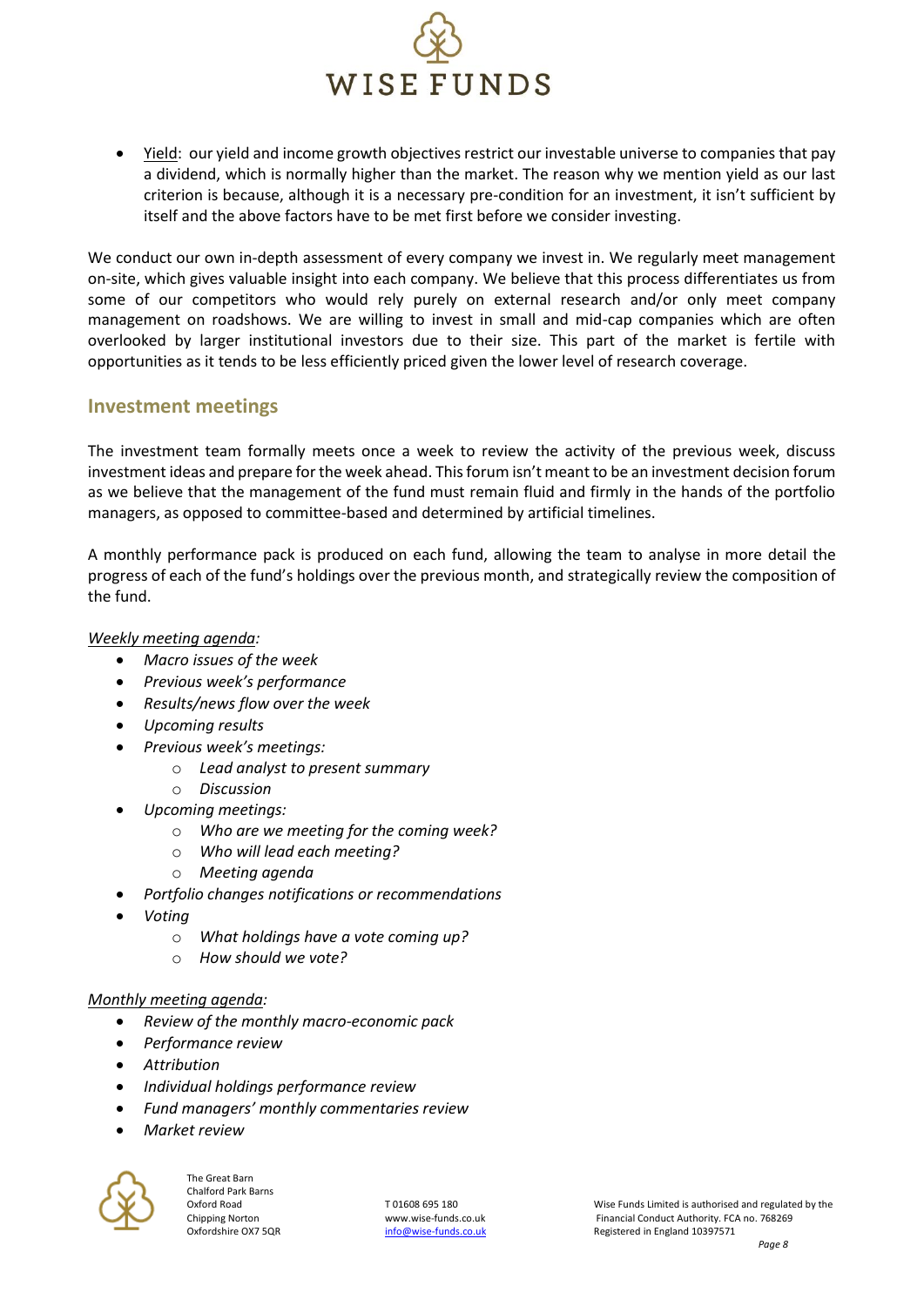- Yield: our yield and income growth objectives restrict our investable universe to companies that pay a dividend, which is normally higher than the market. The reason why we mention yield as our last criterion is because, although it is a necessary pre-condition for an investment, it isn't sufficient by itself and the above factors have to be met first before we consider investing.

We conduct our own in-depth assessment of every company we invest in. We regularly meet management on-site, which gives valuable insight into each company. We believe that this process differentiates us from some of our competitors who would rely purely on external research and/or only meet company management on roadshows. We are willing to invest in small and mid-cap companies which are often overlooked by larger institutional investors due to their size. This part of the market is fertile with opportunities as it tends to be less efficiently priced given the lower level of research coverage.

## Investment meetings

The investment team formally meets once a week to review the activity of the previous week, discuss investment ideas and prepare for the week ahead. This forum isn't meant to be an investment decision forum as we believe that the management of the fund must remain fluid and firmly in the hands of the portfolio managers, as opposed to committee-based and determined by artificial timelines.

A monthly performance pack is produced on each fund, allowing the team to analyse in more detail the progress of each of the fund's holdings over the previous month, and strategically review the composition of the fund.

*Weekly meeting agenda:*

- *Macro issues of the week*
- *Previous week's performance*
- *Results/news flow over the week*
- *Upcoming results*
- *Previous week's meetings:*
  - *Lead analyst to present summary*
  - *Discussion*
- *Upcoming meetings:*
  - *Who are we meeting for the coming week?*
  - *Who will lead each meeting?*
  - *Meeting agenda*
- *Portfolio changes notifications or recommendations*
- *Voting*
  - *What holdings have a vote coming up?*
  - *How should we vote?*

*Monthly meeting agenda:*

- *Review of the monthly macro-economic pack*
- *Performance review*
- *Attribution*
- *Individual holdings performance review*
- *Fund managers' monthly commentaries review*
- *Market review*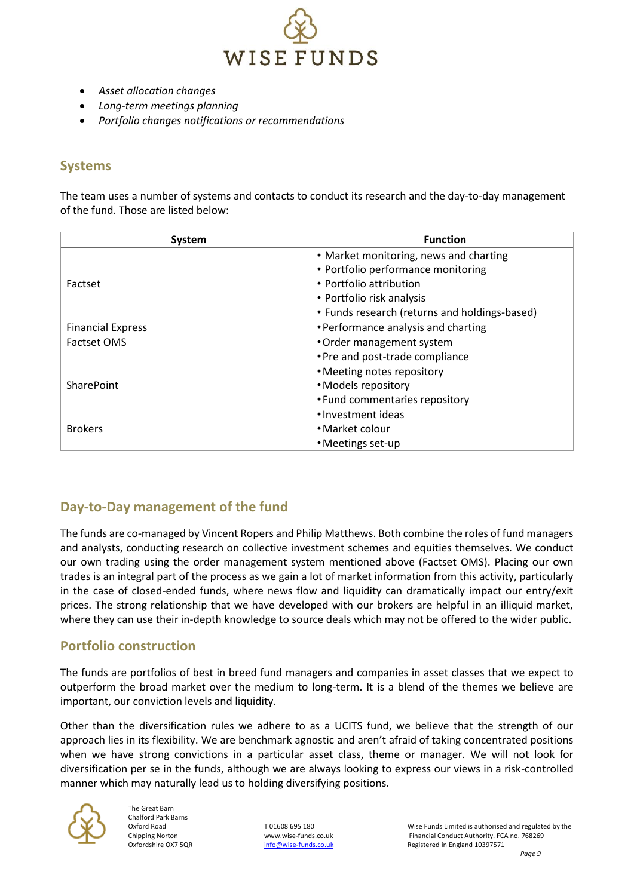- *Asset allocation changes*
- *Long-term meetings planning*
- *Portfolio changes notifications or recommendations*

## Systems

The team uses a number of systems and contacts to conduct its research and the day-to-day management of the fund. Those are listed below:

| System | Function |
|---|---|
| Factset | • Market monitoring, news and charting<br>• Portfolio performance monitoring<br>• Portfolio attribution<br>• Portfolio risk analysis<br>• Funds research (returns and holdings-based) |
| Financial Express | • Performance analysis and charting |
| Factset OMS | • Order management system<br>• Pre and post-trade compliance |
| SharePoint | • Meeting notes repository<br>• Models repository<br>• Fund commentaries repository |
| Brokers | • Investment ideas<br>• Market colour<br>• Meetings set-up |

## Day-to-Day management of the fund

The funds are co-managed by Vincent Ropers and Philip Matthews. Both combine the roles of fund managers and analysts, conducting research on collective investment schemes and equities themselves. We conduct our own trading using the order management system mentioned above (Factset OMS). Placing our own trades is an integral part of the process as we gain a lot of market information from this activity, particularly in the case of closed-ended funds, where news flow and liquidity can dramatically impact our entry/exit prices. The strong relationship that we have developed with our brokers are helpful in an illiquid market, where they can use their in-depth knowledge to source deals which may not be offered to the wider public.

## Portfolio construction

The funds are portfolios of best in breed fund managers and companies in asset classes that we expect to outperform the broad market over the medium to long-term. It is a blend of the themes we believe are important, our conviction levels and liquidity.

Other than the diversification rules we adhere to as a UCITS fund, we believe that the strength of our approach lies in its flexibility. We are benchmark agnostic and aren't afraid of taking concentrated positions when we have strong convictions in a particular asset class, theme or manager. We will not look for diversification per se in the funds, although we are always looking to express our views in a risk-controlled manner which may naturally lead us to holding diversifying positions.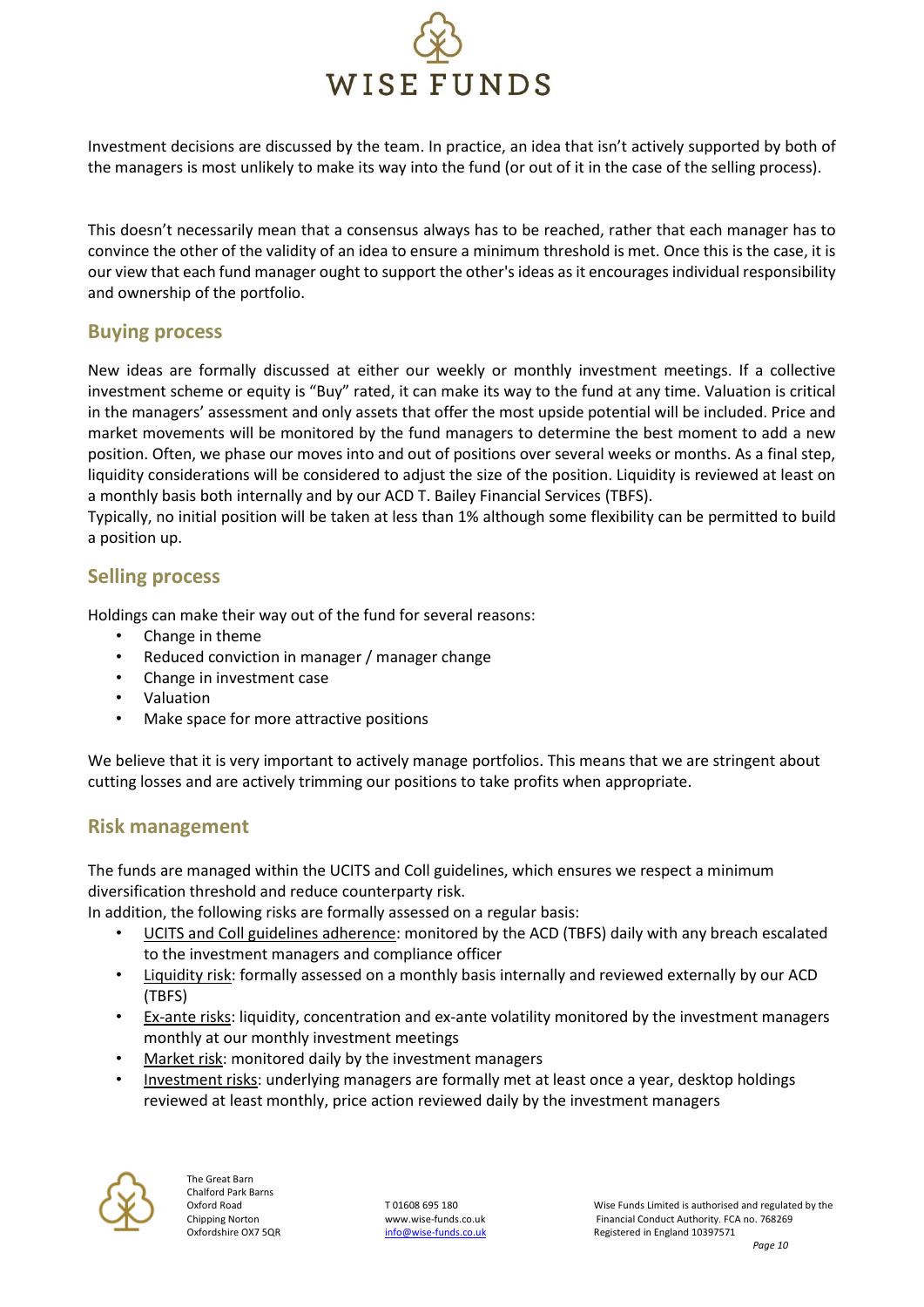Investment decisions are discussed by the team. In practice, an idea that isn't actively supported by both of the managers is most unlikely to make its way into the fund (or out of it in the case of the selling process).

This doesn't necessarily mean that a consensus always has to be reached, rather that each manager has to convince the other of the validity of an idea to ensure a minimum threshold is met. Once this is the case, it is our view that each fund manager ought to support the other's ideas as it encourages individual responsibility and ownership of the portfolio.

## Buying process

New ideas are formally discussed at either our weekly or monthly investment meetings. If a collective investment scheme or equity is "Buy" rated, it can make its way to the fund at any time. Valuation is critical in the managers' assessment and only assets that offer the most upside potential will be included. Price and market movements will be monitored by the fund managers to determine the best moment to add a new position. Often, we phase our moves into and out of positions over several weeks or months. As a final step, liquidity considerations will be considered to adjust the size of the position. Liquidity is reviewed at least on a monthly basis both internally and by our ACD T. Bailey Financial Services (TBFS).
Typically, no initial position will be taken at less than 1% although some flexibility can be permitted to build a position up.

## Selling process

Holdings can make their way out of the fund for several reasons:

- Change in theme
- Reduced conviction in manager / manager change
- Change in investment case
- Valuation
- Make space for more attractive positions

We believe that it is very important to actively manage portfolios. This means that we are stringent about cutting losses and are actively trimming our positions to take profits when appropriate.

## Risk management

The funds are managed within the UCITS and Coll guidelines, which ensures we respect a minimum diversification threshold and reduce counterparty risk.
In addition, the following risks are formally assessed on a regular basis:

- UCITS and Coll guidelines adherence: monitored by the ACD (TBFS) daily with any breach escalated to the investment managers and compliance officer
- Liquidity risk: formally assessed on a monthly basis internally and reviewed externally by our ACD (TBFS)
- Ex-ante risks: liquidity, concentration and ex-ante volatility monitored by the investment managers monthly at our monthly investment meetings
- Market risk: monitored daily by the investment managers
- Investment risks: underlying managers are formally met at least once a year, desktop holdings reviewed at least monthly, price action reviewed daily by the investment managers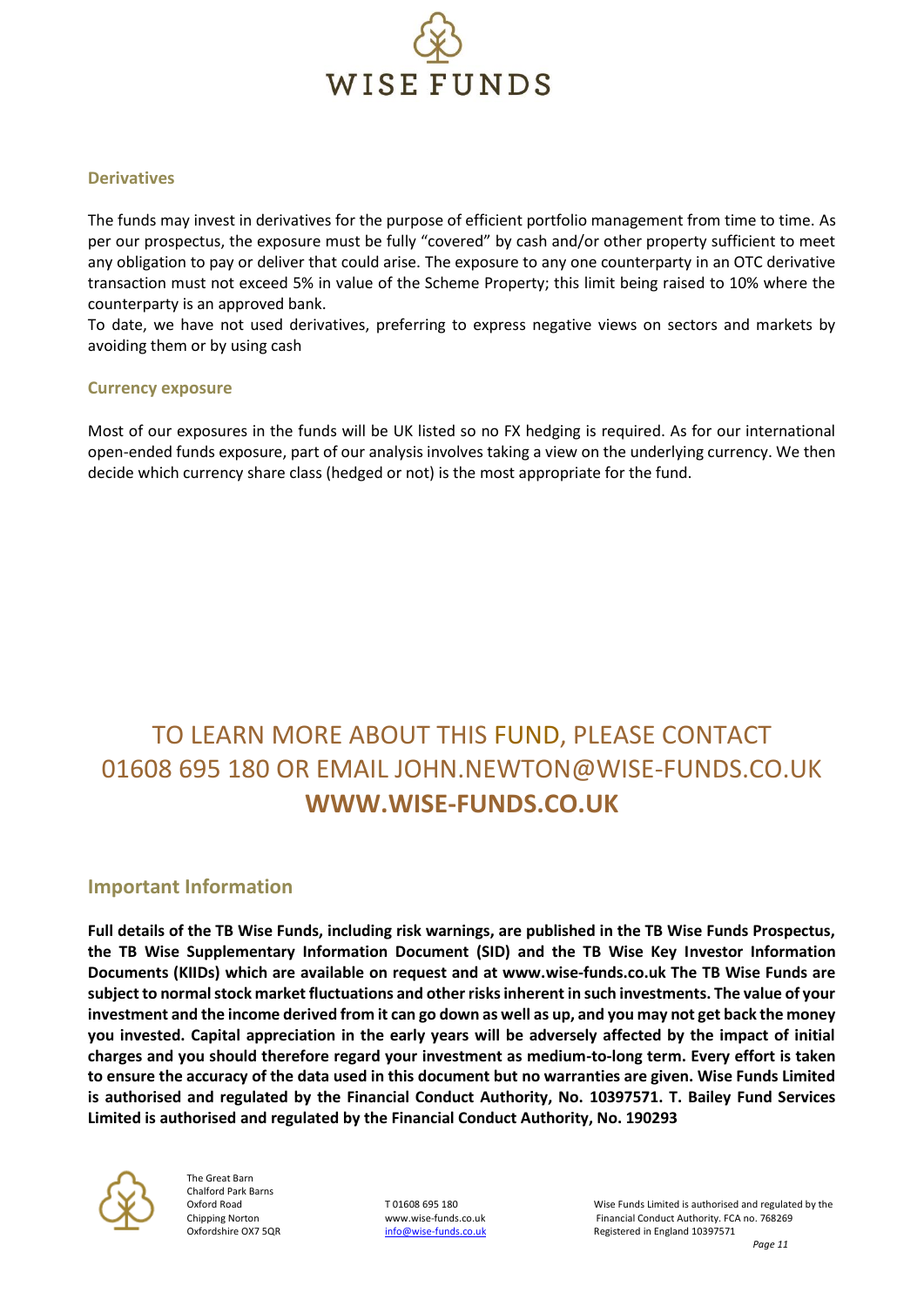### Derivatives

The funds may invest in derivatives for the purpose of efficient portfolio management from time to time. As per our prospectus, the exposure must be fully "covered" by cash and/or other property sufficient to meet any obligation to pay or deliver that could arise. The exposure to any one counterparty in an OTC derivative transaction must not exceed 5% in value of the Scheme Property; this limit being raised to 10% where the counterparty is an approved bank.

To date, we have not used derivatives, preferring to express negative views on sectors and markets by avoiding them or by using cash

### Currency exposure

Most of our exposures in the funds will be UK listed so no FX hedging is required. As for our international open-ended funds exposure, part of our analysis involves taking a view on the underlying currency. We then decide which currency share class (hedged or not) is the most appropriate for the fund.

TO LEARN MORE ABOUT THIS FUND, PLEASE CONTACT 01608 695 180 OR EMAIL JOHN.NEWTON@WISE-FUNDS.CO.UK

**WWW.WISE-FUNDS.CO.UK**

## Important Information

**Full details of the TB Wise Funds, including risk warnings, are published in the TB Wise Funds Prospectus, the TB Wise Supplementary Information Document (SID) and the TB Wise Key Investor Information Documents (KIIDs) which are available on request and at www.wise-funds.co.uk The TB Wise Funds are subject to normal stock market fluctuations and other risks inherent in such investments. The value of your investment and the income derived from it can go down as well as up, and you may not get back the money you invested. Capital appreciation in the early years will be adversely affected by the impact of initial charges and you should therefore regard your investment as medium-to-long term. Every effort is taken to ensure the accuracy of the data used in this document but no warranties are given. Wise Funds Limited is authorised and regulated by the Financial Conduct Authority, No. 10397571. T. Bailey Fund Services Limited is authorised and regulated by the Financial Conduct Authority, No. 190293**

The Great Barn
Chalford Park Barns
Oxford Road
Chipping Norton
Oxfordshire OX7 5QR

T 01608 695 180
www.wise-funds.co.uk
info@wise-funds.co.uk

Wise Funds Limited is authorised and regulated by the Financial Conduct Authority. FCA no. 768269
Registered in England 10397571